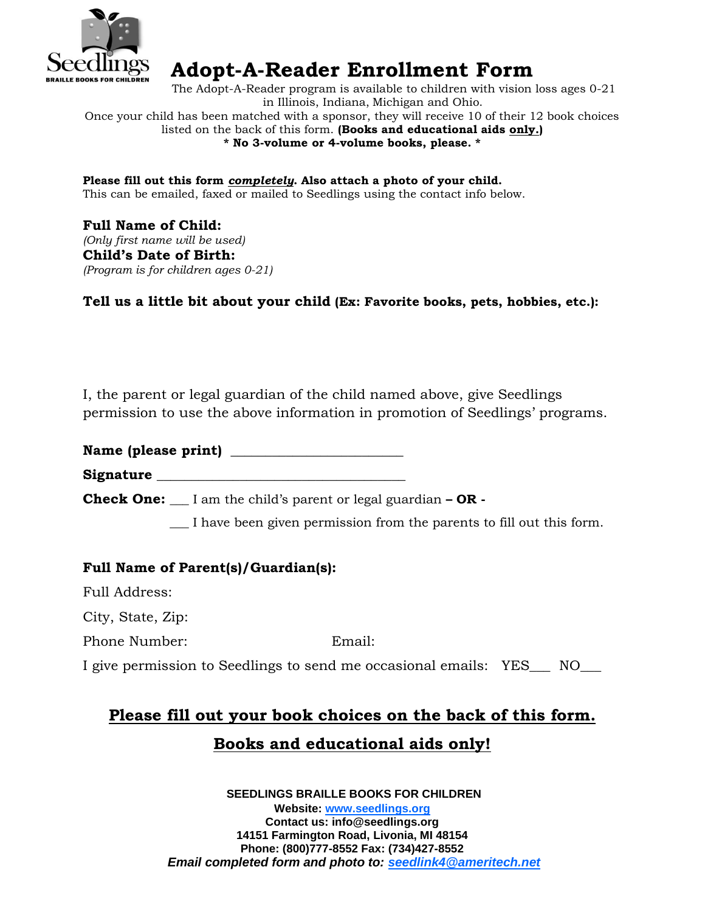Seedlings
BRAILLE BOOKS FOR CHILDREN

# Adopt-A-Reader Enrollment Form

The Adopt-A-Reader program is available to children with vision loss ages 0-21 in Illinois, Indiana, Michigan and Ohio.
Once your child has been matched with a sponsor, they will receive 10 of their 12 book choices listed on the back of this form. **(Books and educational aids only.)**
**\* No 3-volume or 4-volume books, please. \***

**Please fill out this form *completely*. Also attach a photo of your child.**
This can be emailed, faxed or mailed to Seedlings using the contact info below.

**Full Name of Child:**
*(Only first name will be used)*
**Child's Date of Birth:**
*(Program is for children ages 0-21)*

**Tell us a little bit about your child (Ex: Favorite books, pets, hobbies, etc.):**

I, the parent or legal guardian of the child named above, give Seedlings permission to use the above information in promotion of Seedlings' programs.

**Name (please print)** ________________________

**Signature** __________________________________

**Check One:** ___ I am the child's parent or legal guardian **– OR -**

___ I have been given permission from the parents to fill out this form.

**Full Name of Parent(s)/Guardian(s):**

Full Address:

City, State, Zip:

Phone Number: Email:

I give permission to Seedlings to send me occasional emails: YES___ NO___

## Please fill out your book choices on the back of this form.

## Books and educational aids only!

**SEEDLINGS BRAILLE BOOKS FOR CHILDREN**
**Website: www.seedlings.org**
**Contact us: info@seedlings.org**
**14151 Farmington Road, Livonia, MI 48154**
**Phone: (800)777-8552 Fax: (734)427-8552**
***Email completed form and photo to: seedlink4@ameritech.net***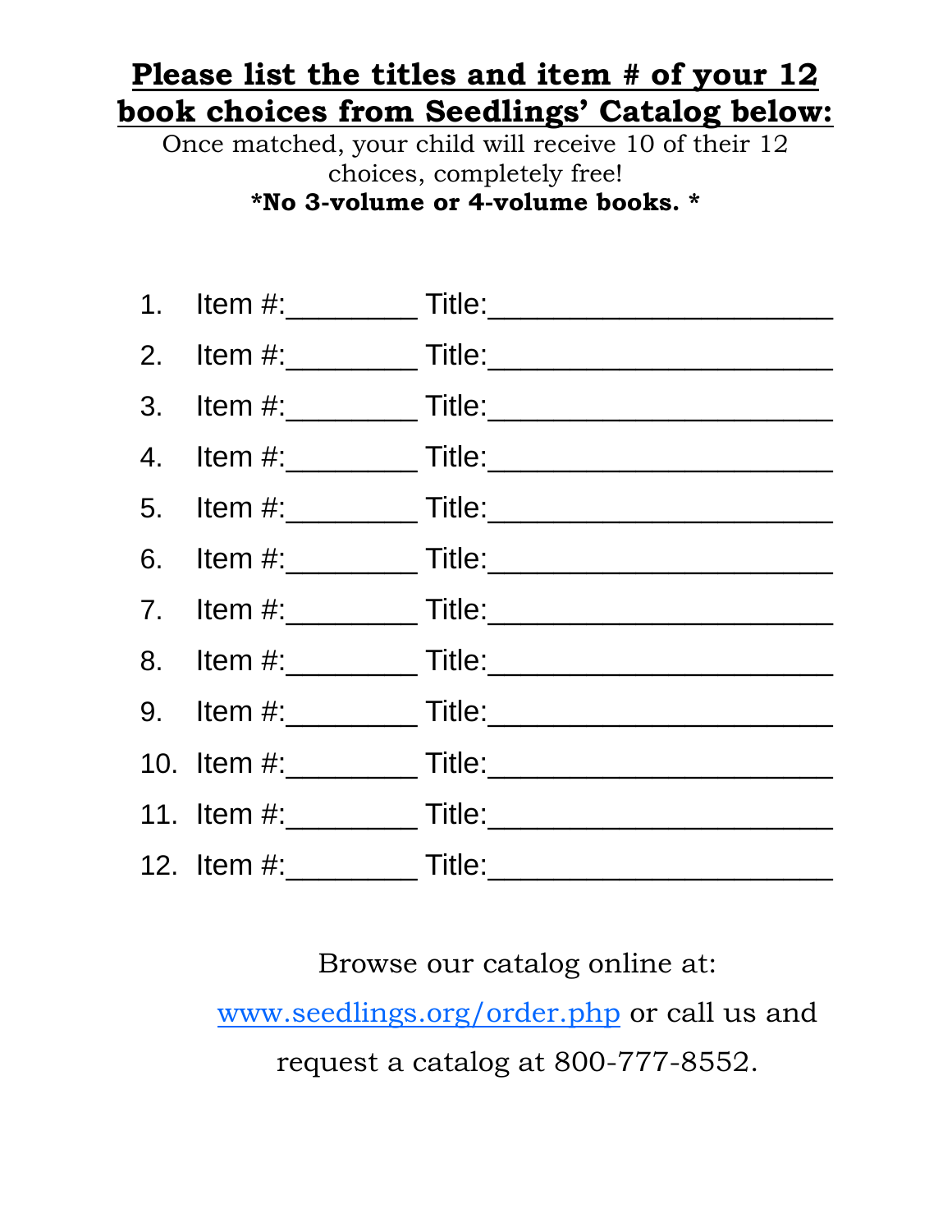## **Please list the titles and item # of your 12 book choices from Seedlings' Catalog below:**

Once matched, your child will receive 10 of their 12 choices, completely free!

**\*No 3-volume or 4-volume books. \***

1. Item #:________ Title:______________________
2. Item #:________ Title:______________________
3. Item #:________ Title:______________________
4. Item #:________ Title:______________________
5. Item #:________ Title:______________________
6. Item #:________ Title:______________________
7. Item #:________ Title:______________________
8. Item #:________ Title:______________________
9. Item #:________ Title:______________________
10. Item #:________ Title:______________________
11. Item #:________ Title:______________________
12. Item #:________ Title:______________________

Browse our catalog online at:

www.seedlings.org/order.php or call us and request a catalog at 800-777-8552.